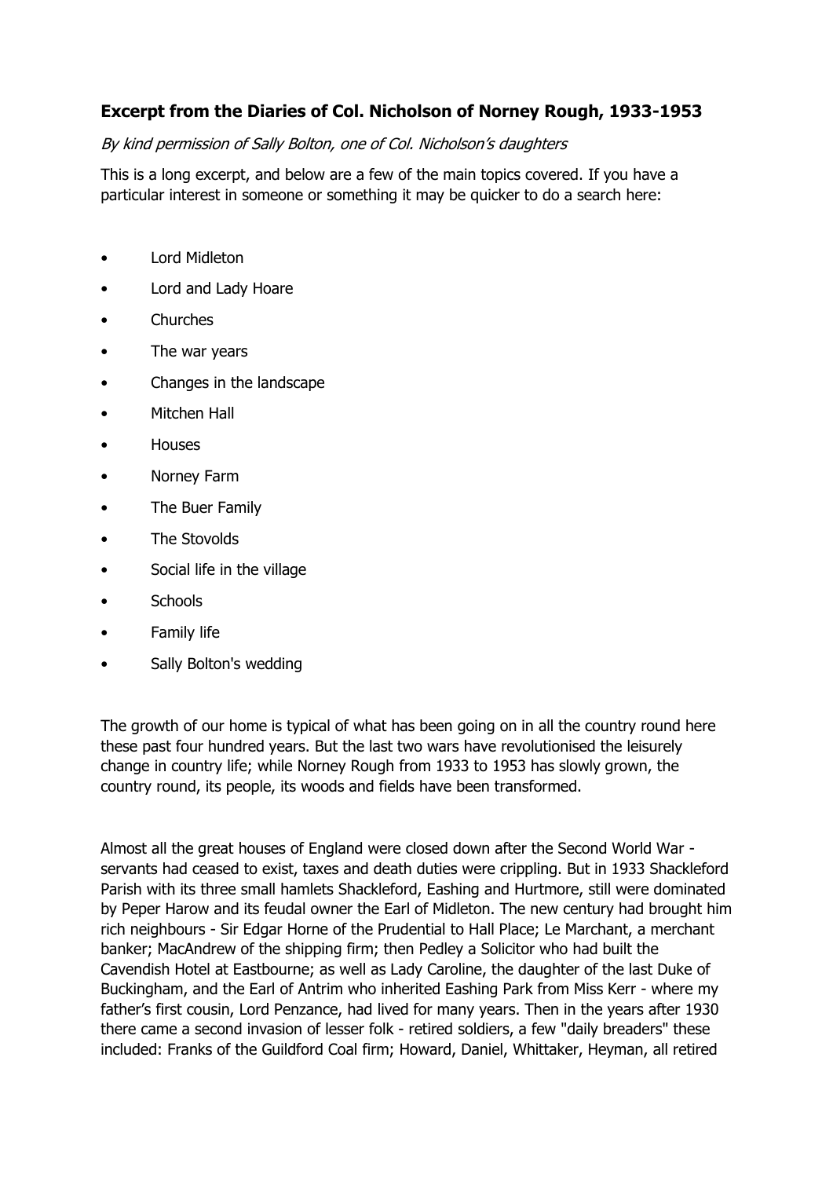### **Excerpt from the Diaries of Col. Nicholson of Norney Rough, 1933-1953**

*By kind permission of Sally Bolton, one of Col. Nicholson's daughters*

This is a long excerpt, and below are a few of the main topics covered. If you have a particular interest in someone or something it may be quicker to do a search here:

- Lord Midleton
- Lord and Lady Hoare
- Churches
- The war years
- Changes in the landscape
- Mitchen Hall
- Houses
- Norney Farm
- The Buer Family
- The Stovolds
- Social life in the village
- Schools
- Family life
- Sally Bolton's wedding

The growth of our home is typical of what has been going on in all the country round here these past four hundred years. But the last two wars have revolutionised the leisurely change in country life; while Norney Rough from 1933 to 1953 has slowly grown, the country round, its people, its woods and fields have been transformed.

Almost all the great houses of England were closed down after the Second World War - servants had ceased to exist, taxes and death duties were crippling. But in 1933 Shackleford Parish with its three small hamlets Shackleford, Eashing and Hurtmore, still were dominated by Peper Harow and its feudal owner the Earl of Midleton. The new century had brought him rich neighbours - Sir Edgar Horne of the Prudential to Hall Place; Le Marchant, a merchant banker; MacAndrew of the shipping firm; then Pedley a Solicitor who had built the Cavendish Hotel at Eastbourne; as well as Lady Caroline, the daughter of the last Duke of Buckingham, and the Earl of Antrim who inherited Eashing Park from Miss Kerr - where my father's first cousin, Lord Penzance, had lived for many years. Then in the years after 1930 there came a second invasion of lesser folk - retired soldiers, a few "daily breaders" these included: Franks of the Guildford Coal firm; Howard, Daniel, Whittaker, Heyman, all retired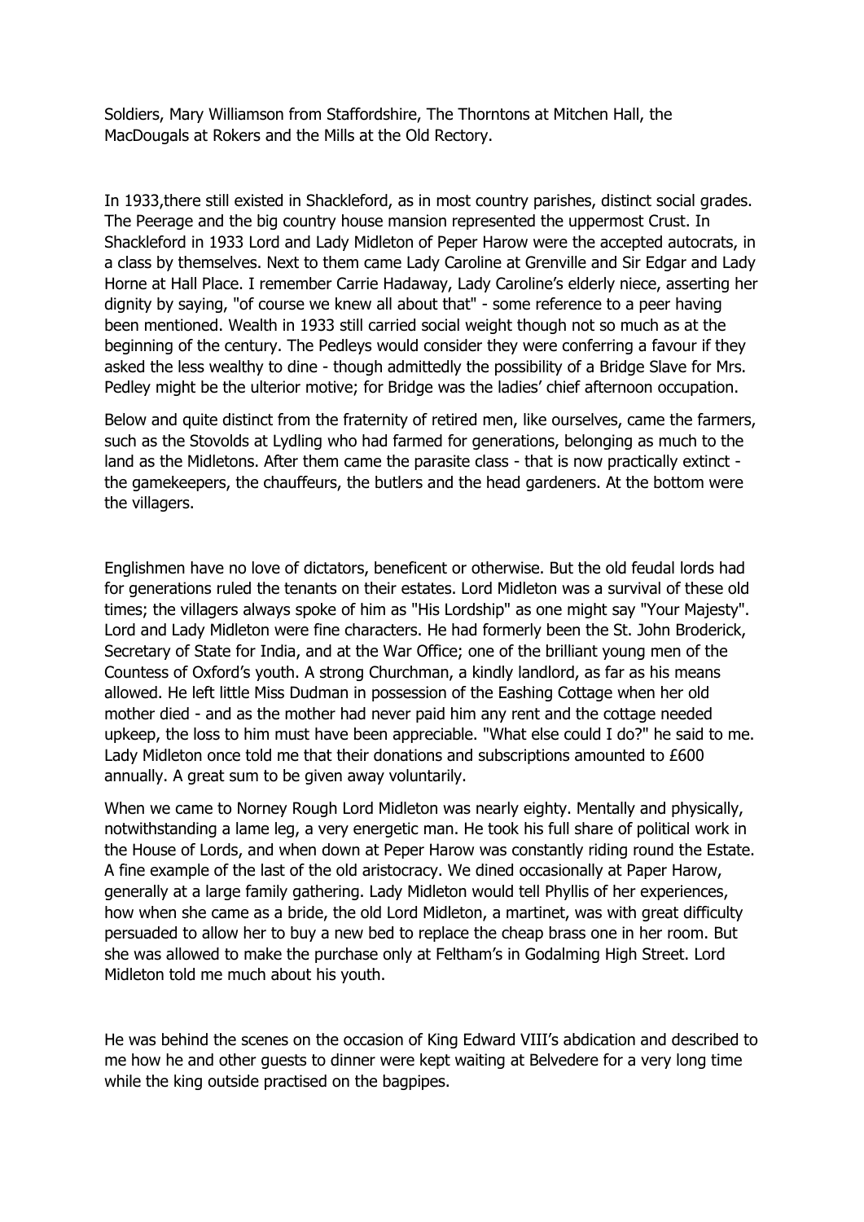Soldiers, Mary Williamson from Staffordshire, The Thorntons at Mitchen Hall, the MacDougals at Rokers and the Mills at the Old Rectory.

In 1933,there still existed in Shackleford, as in most country parishes, distinct social grades. The Peerage and the big country house mansion represented the uppermost Crust. In Shackleford in 1933 Lord and Lady Midleton of Peper Harow were the accepted autocrats, in a class by themselves. Next to them came Lady Caroline at Grenville and Sir Edgar and Lady Horne at Hall Place. I remember Carrie Hadaway, Lady Caroline's elderly niece, asserting her dignity by saying, "of course we knew all about that" - some reference to a peer having been mentioned. Wealth in 1933 still carried social weight though not so much as at the beginning of the century. The Pedleys would consider they were conferring a favour if they asked the less wealthy to dine - though admittedly the possibility of a Bridge Slave for Mrs. Pedley might be the ulterior motive; for Bridge was the ladies' chief afternoon occupation.

Below and quite distinct from the fraternity of retired men, like ourselves, came the farmers, such as the Stovolds at Lydling who had farmed for generations, belonging as much to the land as the Midletons. After them came the parasite class - that is now practically extinct - the gamekeepers, the chauffeurs, the butlers and the head gardeners. At the bottom were the villagers.

Englishmen have no love of dictators, beneficent or otherwise. But the old feudal lords had for generations ruled the tenants on their estates. Lord Midleton was a survival of these old times; the villagers always spoke of him as "His Lordship" as one might say "Your Majesty". Lord and Lady Midleton were fine characters. He had formerly been the St. John Broderick, Secretary of State for India, and at the War Office; one of the brilliant young men of the Countess of Oxford's youth. A strong Churchman, a kindly landlord, as far as his means allowed. He left little Miss Dudman in possession of the Eashing Cottage when her old mother died - and as the mother had never paid him any rent and the cottage needed upkeep, the loss to him must have been appreciable. "What else could I do?" he said to me. Lady Midleton once told me that their donations and subscriptions amounted to £600 annually. A great sum to be given away voluntarily.

When we came to Norney Rough Lord Midleton was nearly eighty. Mentally and physically, notwithstanding a lame leg, a very energetic man. He took his full share of political work in the House of Lords, and when down at Peper Harow was constantly riding round the Estate. A fine example of the last of the old aristocracy. We dined occasionally at Paper Harow, generally at a large family gathering. Lady Midleton would tell Phyllis of her experiences, how when she came as a bride, the old Lord Midleton, a martinet, was with great difficulty persuaded to allow her to buy a new bed to replace the cheap brass one in her room. But she was allowed to make the purchase only at Feltham's in Godalming High Street. Lord Midleton told me much about his youth.

He was behind the scenes on the occasion of King Edward VIII's abdication and described to me how he and other guests to dinner were kept waiting at Belvedere for a very long time while the king outside practised on the bagpipes.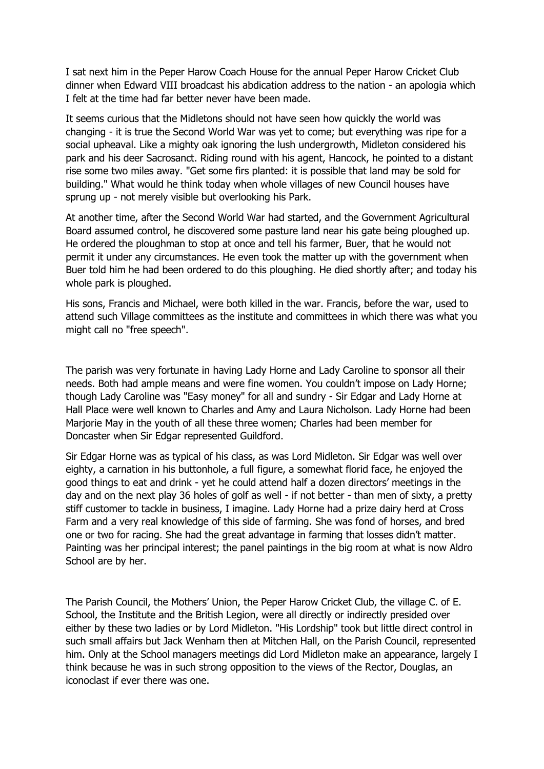I sat next him in the Peper Harow Coach House for the annual Peper Harow Cricket Club dinner when Edward VIII broadcast his abdication address to the nation - an apologia which I felt at the time had far better never have been made.

It seems curious that the Midletons should not have seen how quickly the world was changing - it is true the Second World War was yet to come; but everything was ripe for a social upheaval. Like a mighty oak ignoring the lush undergrowth, Midleton considered his park and his deer Sacrosanct. Riding round with his agent, Hancock, he pointed to a distant rise some two miles away. "Get some firs planted: it is possible that land may be sold for building." What would he think today when whole villages of new Council houses have sprung up - not merely visible but overlooking his Park.

At another time, after the Second World War had started, and the Government Agricultural Board assumed control, he discovered some pasture land near his gate being ploughed up. He ordered the ploughman to stop at once and tell his farmer, Buer, that he would not permit it under any circumstances. He even took the matter up with the government when Buer told him he had been ordered to do this ploughing. He died shortly after; and today his whole park is ploughed.

His sons, Francis and Michael, were both killed in the war. Francis, before the war, used to attend such Village committees as the institute and committees in which there was what you might call no "free speech".

The parish was very fortunate in having Lady Horne and Lady Caroline to sponsor all their needs. Both had ample means and were fine women. You couldn't impose on Lady Horne; though Lady Caroline was "Easy money" for all and sundry - Sir Edgar and Lady Horne at Hall Place were well known to Charles and Amy and Laura Nicholson. Lady Horne had been Marjorie May in the youth of all these three women; Charles had been member for Doncaster when Sir Edgar represented Guildford.

Sir Edgar Horne was as typical of his class, as was Lord Midleton. Sir Edgar was well over eighty, a carnation in his buttonhole, a full figure, a somewhat florid face, he enjoyed the good things to eat and drink - yet he could attend half a dozen directors' meetings in the day and on the next play 36 holes of golf as well - if not better - than men of sixty, a pretty stiff customer to tackle in business, I imagine. Lady Horne had a prize dairy herd at Cross Farm and a very real knowledge of this side of farming. She was fond of horses, and bred one or two for racing. She had the great advantage in farming that losses didn't matter. Painting was her principal interest; the panel paintings in the big room at what is now Aldro School are by her.

The Parish Council, the Mothers' Union, the Peper Harow Cricket Club, the village C. of E. School, the Institute and the British Legion, were all directly or indirectly presided over either by these two ladies or by Lord Midleton. "His Lordship" took but little direct control in such small affairs but Jack Wenham then at Mitchen Hall, on the Parish Council, represented him. Only at the School managers meetings did Lord Midleton make an appearance, largely I think because he was in such strong opposition to the views of the Rector, Douglas, an iconoclast if ever there was one.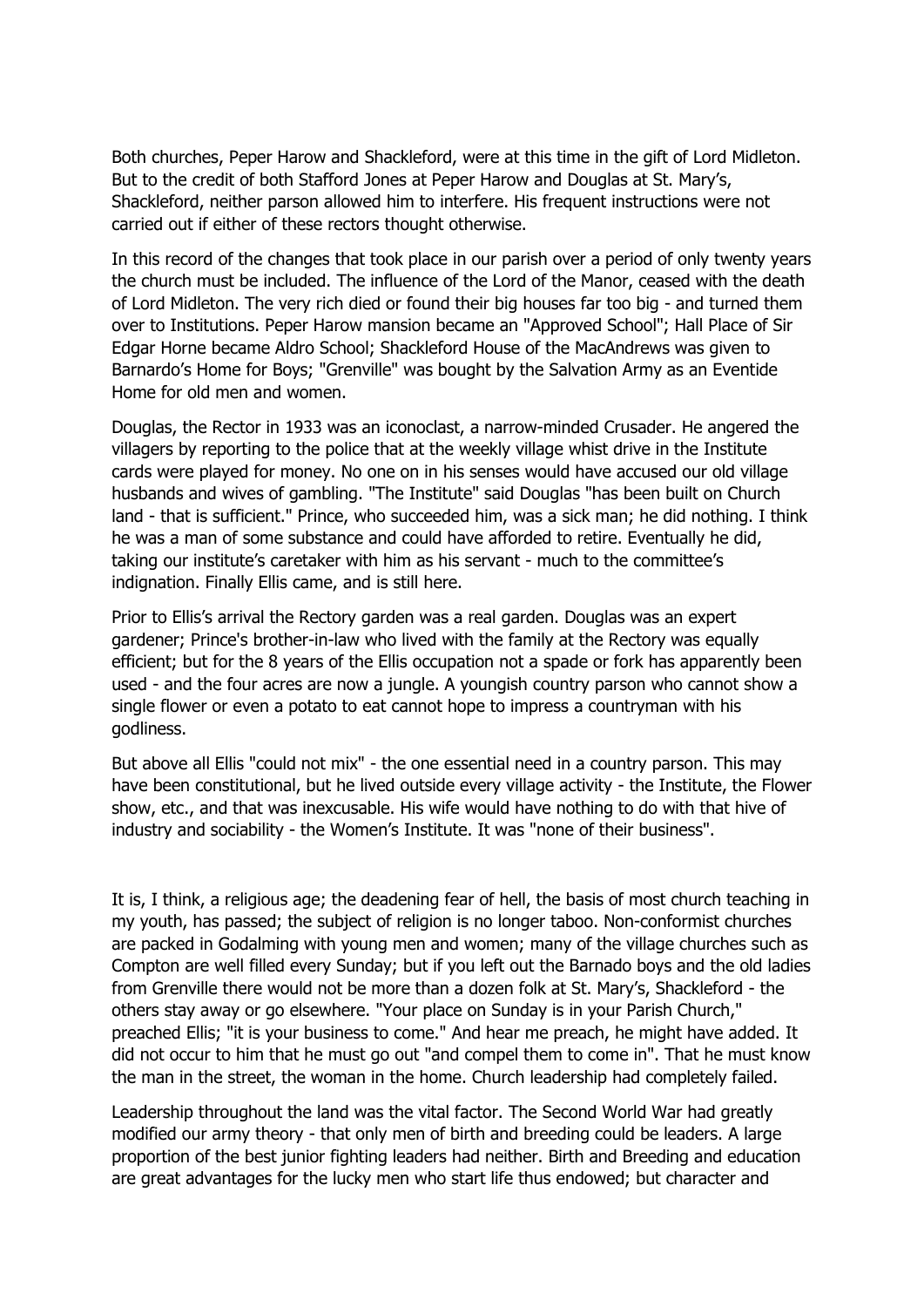Both churches, Peper Harow and Shackleford, were at this time in the gift of Lord Midleton. But to the credit of both Stafford Jones at Peper Harow and Douglas at St. Mary's, Shackleford, neither parson allowed him to interfere. His frequent instructions were not carried out if either of these rectors thought otherwise.

In this record of the changes that took place in our parish over a period of only twenty years the church must be included. The influence of the Lord of the Manor, ceased with the death of Lord Midleton. The very rich died or found their big houses far too big - and turned them over to Institutions. Peper Harow mansion became an "Approved School"; Hall Place of Sir Edgar Horne became Aldro School; Shackleford House of the MacAndrews was given to Barnardo's Home for Boys; "Grenville" was bought by the Salvation Army as an Eventide Home for old men and women.

Douglas, the Rector in 1933 was an iconoclast, a narrow-minded Crusader. He angered the villagers by reporting to the police that at the weekly village whist drive in the Institute cards were played for money. No one on in his senses would have accused our old village husbands and wives of gambling. "The Institute" said Douglas "has been built on Church land - that is sufficient." Prince, who succeeded him, was a sick man; he did nothing. I think he was a man of some substance and could have afforded to retire. Eventually he did, taking our institute's caretaker with him as his servant - much to the committee's indignation. Finally Ellis came, and is still here.

Prior to Ellis's arrival the Rectory garden was a real garden. Douglas was an expert gardener; Prince's brother-in-law who lived with the family at the Rectory was equally efficient; but for the 8 years of the Ellis occupation not a spade or fork has apparently been used - and the four acres are now a jungle. A youngish country parson who cannot show a single flower or even a potato to eat cannot hope to impress a countryman with his godliness.

But above all Ellis "could not mix" - the one essential need in a country parson. This may have been constitutional, but he lived outside every village activity - the Institute, the Flower show, etc., and that was inexcusable. His wife would have nothing to do with that hive of industry and sociability - the Women's Institute. It was "none of their business".

It is, I think, a religious age; the deadening fear of hell, the basis of most church teaching in my youth, has passed; the subject of religion is no longer taboo. Non-conformist churches are packed in Godalming with young men and women; many of the village churches such as Compton are well filled every Sunday; but if you left out the Barnado boys and the old ladies from Grenville there would not be more than a dozen folk at St. Mary's, Shackleford - the others stay away or go elsewhere. "Your place on Sunday is in your Parish Church," preached Ellis; "it is your business to come." And hear me preach, he might have added. It did not occur to him that he must go out "and compel them to come in". That he must know the man in the street, the woman in the home. Church leadership had completely failed.

Leadership throughout the land was the vital factor. The Second World War had greatly modified our army theory - that only men of birth and breeding could be leaders. A large proportion of the best junior fighting leaders had neither. Birth and Breeding and education are great advantages for the lucky men who start life thus endowed; but character and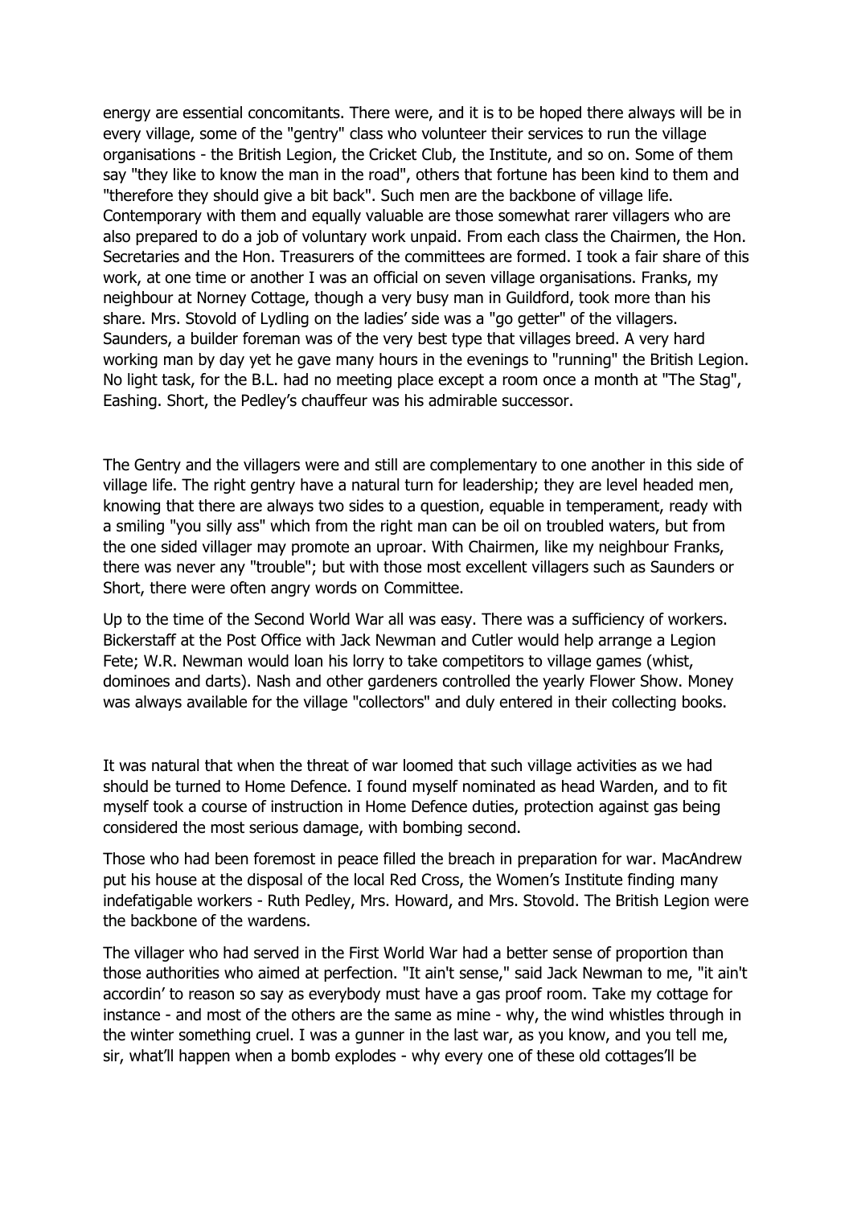energy are essential concomitants. There were, and it is to be hoped there always will be in every village, some of the "gentry" class who volunteer their services to run the village organisations - the British Legion, the Cricket Club, the Institute, and so on. Some of them say "they like to know the man in the road", others that fortune has been kind to them and "therefore they should give a bit back". Such men are the backbone of village life. Contemporary with them and equally valuable are those somewhat rarer villagers who are also prepared to do a job of voluntary work unpaid. From each class the Chairmen, the Hon. Secretaries and the Hon. Treasurers of the committees are formed. I took a fair share of this work, at one time or another I was an official on seven village organisations. Franks, my neighbour at Norney Cottage, though a very busy man in Guildford, took more than his share. Mrs. Stovold of Lydling on the ladies' side was a "go getter" of the villagers. Saunders, a builder foreman was of the very best type that villages breed. A very hard working man by day yet he gave many hours in the evenings to "running" the British Legion. No light task, for the B.L. had no meeting place except a room once a month at "The Stag", Eashing. Short, the Pedley's chauffeur was his admirable successor.

The Gentry and the villagers were and still are complementary to one another in this side of village life. The right gentry have a natural turn for leadership; they are level headed men, knowing that there are always two sides to a question, equable in temperament, ready with a smiling "you silly ass" which from the right man can be oil on troubled waters, but from the one sided villager may promote an uproar. With Chairmen, like my neighbour Franks, there was never any "trouble"; but with those most excellent villagers such as Saunders or Short, there were often angry words on Committee.

Up to the time of the Second World War all was easy. There was a sufficiency of workers. Bickerstaff at the Post Office with Jack Newman and Cutler would help arrange a Legion Fete; W.R. Newman would loan his lorry to take competitors to village games (whist, dominoes and darts). Nash and other gardeners controlled the yearly Flower Show. Money was always available for the village "collectors" and duly entered in their collecting books.

It was natural that when the threat of war loomed that such village activities as we had should be turned to Home Defence. I found myself nominated as head Warden, and to fit myself took a course of instruction in Home Defence duties, protection against gas being considered the most serious damage, with bombing second.

Those who had been foremost in peace filled the breach in preparation for war. MacAndrew put his house at the disposal of the local Red Cross, the Women's Institute finding many indefatigable workers - Ruth Pedley, Mrs. Howard, and Mrs. Stovold. The British Legion were the backbone of the wardens.

The villager who had served in the First World War had a better sense of proportion than those authorities who aimed at perfection. "It ain't sense," said Jack Newman to me, "it ain't accordin' to reason so say as everybody must have a gas proof room. Take my cottage for instance - and most of the others are the same as mine - why, the wind whistles through in the winter something cruel. I was a gunner in the last war, as you know, and you tell me, sir, what'll happen when a bomb explodes - why every one of these old cottages'll be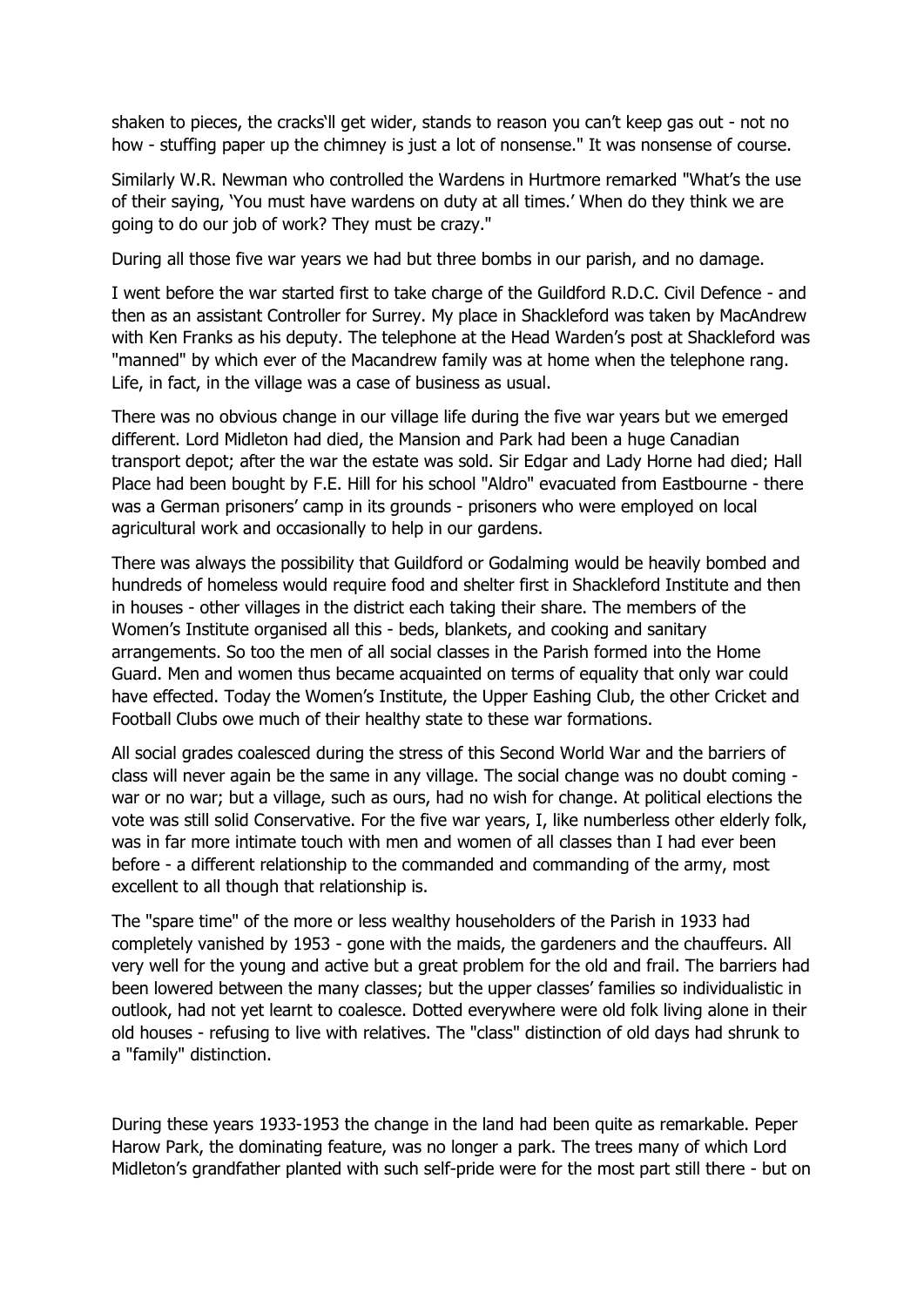shaken to pieces, the cracks'll get wider, stands to reason you can't keep gas out - not no how - stuffing paper up the chimney is just a lot of nonsense." It was nonsense of course.

Similarly W.R. Newman who controlled the Wardens in Hurtmore remarked "What's the use of their saying, 'You must have wardens on duty at all times.' When do they think we are going to do our job of work? They must be crazy."

During all those five war years we had but three bombs in our parish, and no damage.

I went before the war started first to take charge of the Guildford R.D.C. Civil Defence - and then as an assistant Controller for Surrey. My place in Shackleford was taken by MacAndrew with Ken Franks as his deputy. The telephone at the Head Warden's post at Shackleford was "manned" by which ever of the Macandrew family was at home when the telephone rang. Life, in fact, in the village was a case of business as usual.

There was no obvious change in our village life during the five war years but we emerged different. Lord Midleton had died, the Mansion and Park had been a huge Canadian transport depot; after the war the estate was sold. Sir Edgar and Lady Horne had died; Hall Place had been bought by F.E. Hill for his school "Aldro" evacuated from Eastbourne - there was a German prisoners' camp in its grounds - prisoners who were employed on local agricultural work and occasionally to help in our gardens.

There was always the possibility that Guildford or Godalming would be heavily bombed and hundreds of homeless would require food and shelter first in Shackleford Institute and then in houses - other villages in the district each taking their share. The members of the Women's Institute organised all this - beds, blankets, and cooking and sanitary arrangements. So too the men of all social classes in the Parish formed into the Home Guard. Men and women thus became acquainted on terms of equality that only war could have effected. Today the Women's Institute, the Upper Eashing Club, the other Cricket and Football Clubs owe much of their healthy state to these war formations.

All social grades coalesced during the stress of this Second World War and the barriers of class will never again be the same in any village. The social change was no doubt coming - war or no war; but a village, such as ours, had no wish for change. At political elections the vote was still solid Conservative. For the five war years, I, like numberless other elderly folk, was in far more intimate touch with men and women of all classes than I had ever been before - a different relationship to the commanded and commanding of the army, most excellent to all though that relationship is.

The "spare time" of the more or less wealthy householders of the Parish in 1933 had completely vanished by 1953 - gone with the maids, the gardeners and the chauffeurs. All very well for the young and active but a great problem for the old and frail. The barriers had been lowered between the many classes; but the upper classes' families so individualistic in outlook, had not yet learnt to coalesce. Dotted everywhere were old folk living alone in their old houses - refusing to live with relatives. The "class" distinction of old days had shrunk to a "family" distinction.

During these years 1933-1953 the change in the land had been quite as remarkable. Peper Harow Park, the dominating feature, was no longer a park. The trees many of which Lord Midleton's grandfather planted with such self-pride were for the most part still there - but on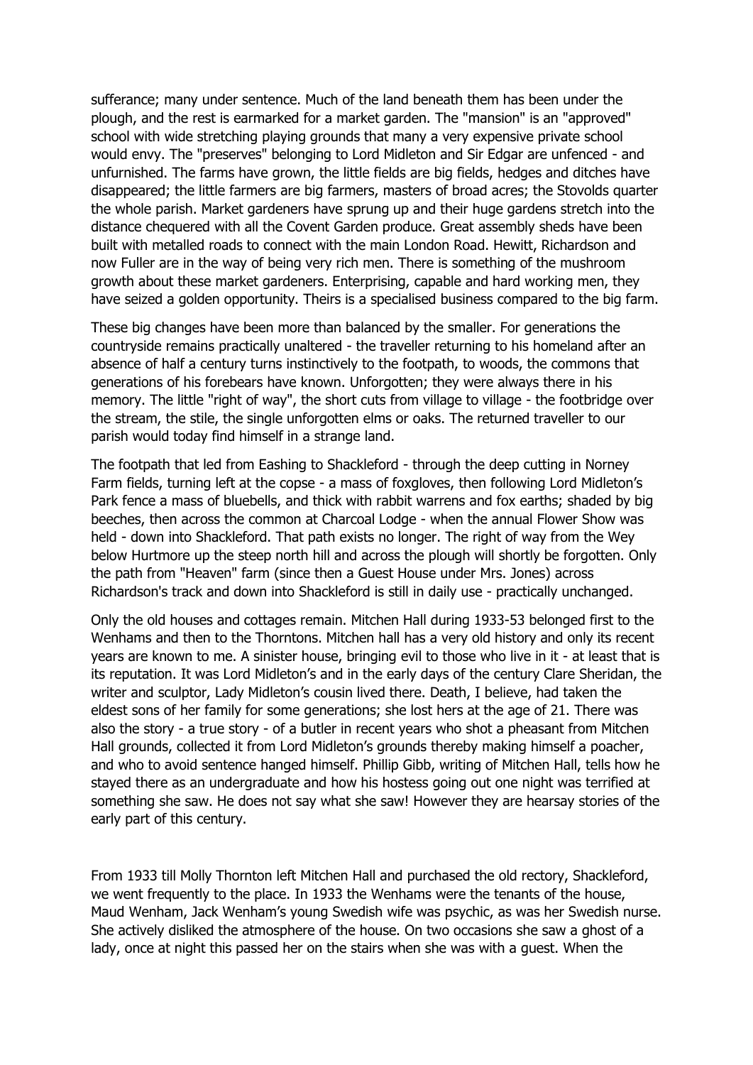sufferance; many under sentence. Much of the land beneath them has been under the plough, and the rest is earmarked for a market garden. The "mansion" is an "approved" school with wide stretching playing grounds that many a very expensive private school would envy. The "preserves" belonging to Lord Midleton and Sir Edgar are unfenced - and unfurnished. The farms have grown, the little fields are big fields, hedges and ditches have disappeared; the little farmers are big farmers, masters of broad acres; the Stovolds quarter the whole parish. Market gardeners have sprung up and their huge gardens stretch into the distance chequered with all the Covent Garden produce. Great assembly sheds have been built with metalled roads to connect with the main London Road. Hewitt, Richardson and now Fuller are in the way of being very rich men. There is something of the mushroom growth about these market gardeners. Enterprising, capable and hard working men, they have seized a golden opportunity. Theirs is a specialised business compared to the big farm.

These big changes have been more than balanced by the smaller. For generations the countryside remains practically unaltered - the traveller returning to his homeland after an absence of half a century turns instinctively to the footpath, to woods, the commons that generations of his forebears have known. Unforgotten; they were always there in his memory. The little "right of way", the short cuts from village to village - the footbridge over the stream, the stile, the single unforgotten elms or oaks. The returned traveller to our parish would today find himself in a strange land.

The footpath that led from Eashing to Shackleford - through the deep cutting in Norney Farm fields, turning left at the copse - a mass of foxgloves, then following Lord Midleton's Park fence a mass of bluebells, and thick with rabbit warrens and fox earths; shaded by big beeches, then across the common at Charcoal Lodge - when the annual Flower Show was held - down into Shackleford. That path exists no longer. The right of way from the Wey below Hurtmore up the steep north hill and across the plough will shortly be forgotten. Only the path from "Heaven" farm (since then a Guest House under Mrs. Jones) across Richardson's track and down into Shackleford is still in daily use - practically unchanged.

Only the old houses and cottages remain. Mitchen Hall during 1933-53 belonged first to the Wenhams and then to the Thorntons. Mitchen hall has a very old history and only its recent years are known to me. A sinister house, bringing evil to those who live in it - at least that is its reputation. It was Lord Midleton's and in the early days of the century Clare Sheridan, the writer and sculptor, Lady Midleton's cousin lived there. Death, I believe, had taken the eldest sons of her family for some generations; she lost hers at the age of 21. There was also the story - a true story - of a butler in recent years who shot a pheasant from Mitchen Hall grounds, collected it from Lord Midleton's grounds thereby making himself a poacher, and who to avoid sentence hanged himself. Phillip Gibb, writing of Mitchen Hall, tells how he stayed there as an undergraduate and how his hostess going out one night was terrified at something she saw. He does not say what she saw! However they are hearsay stories of the early part of this century.

From 1933 till Molly Thornton left Mitchen Hall and purchased the old rectory, Shackleford, we went frequently to the place. In 1933 the Wenhams were the tenants of the house, Maud Wenham, Jack Wenham's young Swedish wife was psychic, as was her Swedish nurse. She actively disliked the atmosphere of the house. On two occasions she saw a ghost of a lady, once at night this passed her on the stairs when she was with a guest. When the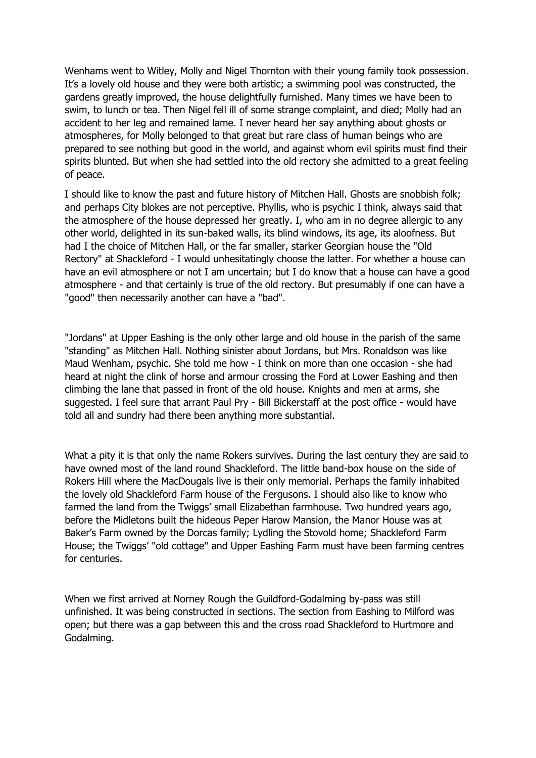Wenhams went to Witley, Molly and Nigel Thornton with their young family took possession. It’s a lovely old house and they were both artistic; a swimming pool was constructed, the gardens greatly improved, the house delightfully furnished. Many times we have been to swim, to lunch or tea. Then Nigel fell ill of some strange complaint, and died; Molly had an accident to her leg and remained lame. I never heard her say anything about ghosts or atmospheres, for Molly belonged to that great but rare class of human beings who are prepared to see nothing but good in the world, and against whom evil spirits must find their spirits blunted. But when she had settled into the old rectory she admitted to a great feeling of peace.

I should like to know the past and future history of Mitchen Hall. Ghosts are snobbish folk; and perhaps City blokes are not perceptive. Phyllis, who is psychic I think, always said that the atmosphere of the house depressed her greatly. I, who am in no degree allergic to any other world, delighted in its sun-baked walls, its blind windows, its age, its aloofness. But had I the choice of Mitchen Hall, or the far smaller, starker Georgian house the "Old Rectory" at Shackleford - I would unhesitatingly choose the latter. For whether a house can have an evil atmosphere or not I am uncertain; but I do know that a house can have a good atmosphere - and that certainly is true of the old rectory. But presumably if one can have a "good" then necessarily another can have a "bad".

"Jordans" at Upper Eashing is the only other large and old house in the parish of the same "standing" as Mitchen Hall. Nothing sinister about Jordans, but Mrs. Ronaldson was like Maud Wenham, psychic. She told me how - I think on more than one occasion - she had heard at night the clink of horse and armour crossing the Ford at Lower Eashing and then climbing the lane that passed in front of the old house. Knights and men at arms, she suggested. I feel sure that arrant Paul Pry - Bill Bickerstaff at the post office - would have told all and sundry had there been anything more substantial.

What a pity it is that only the name Rokers survives. During the last century they are said to have owned most of the land round Shackleford. The little band-box house on the side of Rokers Hill where the MacDougals live is their only memorial. Perhaps the family inhabited the lovely old Shackleford Farm house of the Fergusons. I should also like to know who farmed the land from the Twiggs’ small Elizabethan farmhouse. Two hundred years ago, before the Midletons built the hideous Peper Harow Mansion, the Manor House was at Baker’s Farm owned by the Dorcas family; Lydling the Stovold home; Shackleford Farm House; the Twiggs’ "old cottage" and Upper Eashing Farm must have been farming centres for centuries.

When we first arrived at Norney Rough the Guildford-Godalming by-pass was still unfinished. It was being constructed in sections. The section from Eashing to Milford was open; but there was a gap between this and the cross road Shackleford to Hurtmore and Godalming.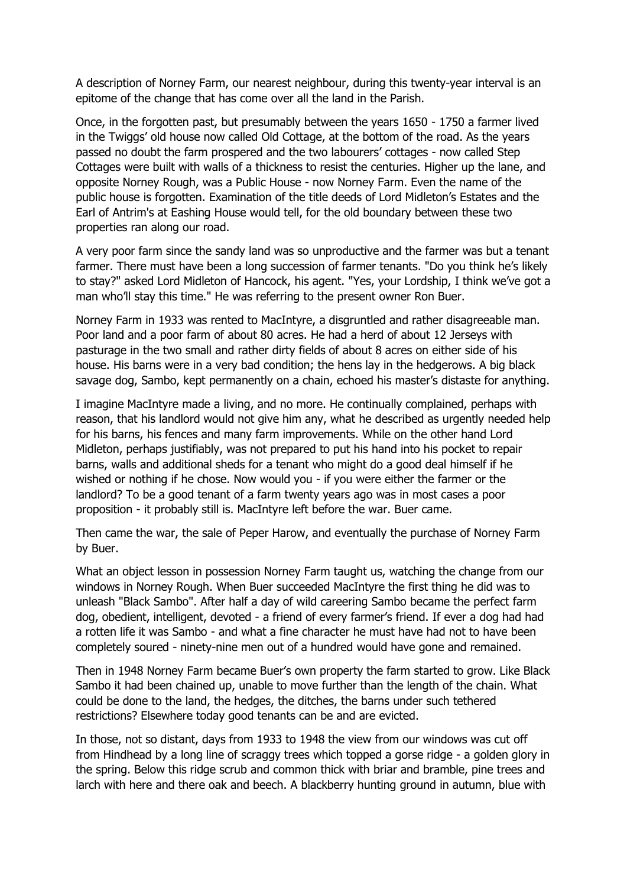A description of Norney Farm, our nearest neighbour, during this twenty-year interval is an epitome of the change that has come over all the land in the Parish.

Once, in the forgotten past, but presumably between the years 1650 - 1750 a farmer lived in the Twiggs' old house now called Old Cottage, at the bottom of the road. As the years passed no doubt the farm prospered and the two labourers' cottages - now called Step Cottages were built with walls of a thickness to resist the centuries. Higher up the lane, and opposite Norney Rough, was a Public House - now Norney Farm. Even the name of the public house is forgotten. Examination of the title deeds of Lord Midleton's Estates and the Earl of Antrim's at Eashing House would tell, for the old boundary between these two properties ran along our road.

A very poor farm since the sandy land was so unproductive and the farmer was but a tenant farmer. There must have been a long succession of farmer tenants. "Do you think he's likely to stay?" asked Lord Midleton of Hancock, his agent. "Yes, your Lordship, I think we've got a man who'll stay this time." He was referring to the present owner Ron Buer.

Norney Farm in 1933 was rented to MacIntyre, a disgruntled and rather disagreeable man. Poor land and a poor farm of about 80 acres. He had a herd of about 12 Jerseys with pasturage in the two small and rather dirty fields of about 8 acres on either side of his house. His barns were in a very bad condition; the hens lay in the hedgerows. A big black savage dog, Sambo, kept permanently on a chain, echoed his master's distaste for anything.

I imagine MacIntyre made a living, and no more. He continually complained, perhaps with reason, that his landlord would not give him any, what he described as urgently needed help for his barns, his fences and many farm improvements. While on the other hand Lord Midleton, perhaps justifiably, was not prepared to put his hand into his pocket to repair barns, walls and additional sheds for a tenant who might do a good deal himself if he wished or nothing if he chose. Now would you - if you were either the farmer or the landlord? To be a good tenant of a farm twenty years ago was in most cases a poor proposition - it probably still is. MacIntyre left before the war. Buer came.

Then came the war, the sale of Peper Harow, and eventually the purchase of Norney Farm by Buer.

What an object lesson in possession Norney Farm taught us, watching the change from our windows in Norney Rough. When Buer succeeded MacIntyre the first thing he did was to unleash "Black Sambo". After half a day of wild careering Sambo became the perfect farm dog, obedient, intelligent, devoted - a friend of every farmer's friend. If ever a dog had had a rotten life it was Sambo - and what a fine character he must have had not to have been completely soured - ninety-nine men out of a hundred would have gone and remained.

Then in 1948 Norney Farm became Buer's own property the farm started to grow. Like Black Sambo it had been chained up, unable to move further than the length of the chain. What could be done to the land, the hedges, the ditches, the barns under such tethered restrictions? Elsewhere today good tenants can be and are evicted.

In those, not so distant, days from 1933 to 1948 the view from our windows was cut off from Hindhead by a long line of scraggy trees which topped a gorse ridge - a golden glory in the spring. Below this ridge scrub and common thick with briar and bramble, pine trees and larch with here and there oak and beech. A blackberry hunting ground in autumn, blue with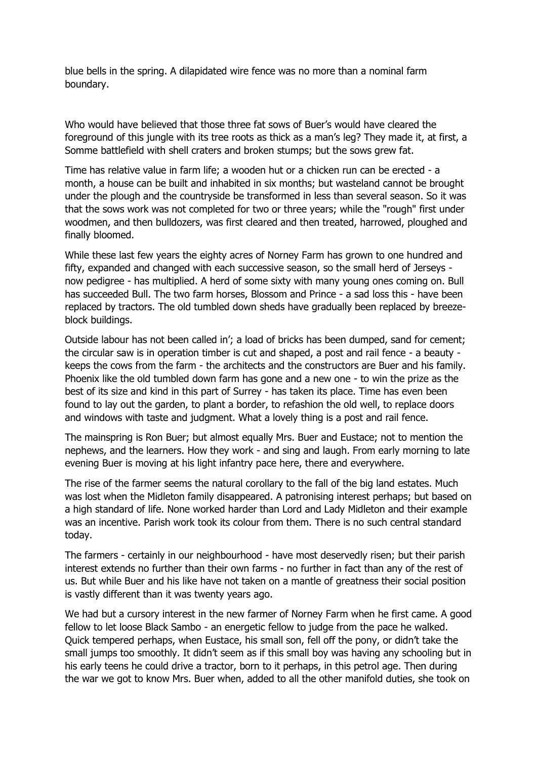blue bells in the spring. A dilapidated wire fence was no more than a nominal farm boundary.

Who would have believed that those three fat sows of Buer's would have cleared the foreground of this jungle with its tree roots as thick as a man's leg? They made it, at first, a Somme battlefield with shell craters and broken stumps; but the sows grew fat.

Time has relative value in farm life; a wooden hut or a chicken run can be erected - a month, a house can be built and inhabited in six months; but wasteland cannot be brought under the plough and the countryside be transformed in less than several season. So it was that the sows work was not completed for two or three years; while the "rough" first under woodmen, and then bulldozers, was first cleared and then treated, harrowed, ploughed and finally bloomed.

While these last few years the eighty acres of Norney Farm has grown to one hundred and fifty, expanded and changed with each successive season, so the small herd of Jerseys - now pedigree - has multiplied. A herd of some sixty with many young ones coming on. Bull has succeeded Bull. The two farm horses, Blossom and Prince - a sad loss this - have been replaced by tractors. The old tumbled down sheds have gradually been replaced by breeze-block buildings.

Outside labour has not been called in'; a load of bricks has been dumped, sand for cement; the circular saw is in operation timber is cut and shaped, a post and rail fence - a beauty - keeps the cows from the farm - the architects and the constructors are Buer and his family. Phoenix like the old tumbled down farm has gone and a new one - to win the prize as the best of its size and kind in this part of Surrey - has taken its place. Time has even been found to lay out the garden, to plant a border, to refashion the old well, to replace doors and windows with taste and judgment. What a lovely thing is a post and rail fence.

The mainspring is Ron Buer; but almost equally Mrs. Buer and Eustace; not to mention the nephews, and the learners. How they work - and sing and laugh. From early morning to late evening Buer is moving at his light infantry pace here, there and everywhere.

The rise of the farmer seems the natural corollary to the fall of the big land estates. Much was lost when the Midleton family disappeared. A patronising interest perhaps; but based on a high standard of life. None worked harder than Lord and Lady Midleton and their example was an incentive. Parish work took its colour from them. There is no such central standard today.

The farmers - certainly in our neighbourhood - have most deservedly risen; but their parish interest extends no further than their own farms - no further in fact than any of the rest of us. But while Buer and his like have not taken on a mantle of greatness their social position is vastly different than it was twenty years ago.

We had but a cursory interest in the new farmer of Norney Farm when he first came. A good fellow to let loose Black Sambo - an energetic fellow to judge from the pace he walked. Quick tempered perhaps, when Eustace, his small son, fell off the pony, or didn't take the small jumps too smoothly. It didn't seem as if this small boy was having any schooling but in his early teens he could drive a tractor, born to it perhaps, in this petrol age. Then during the war we got to know Mrs. Buer when, added to all the other manifold duties, she took on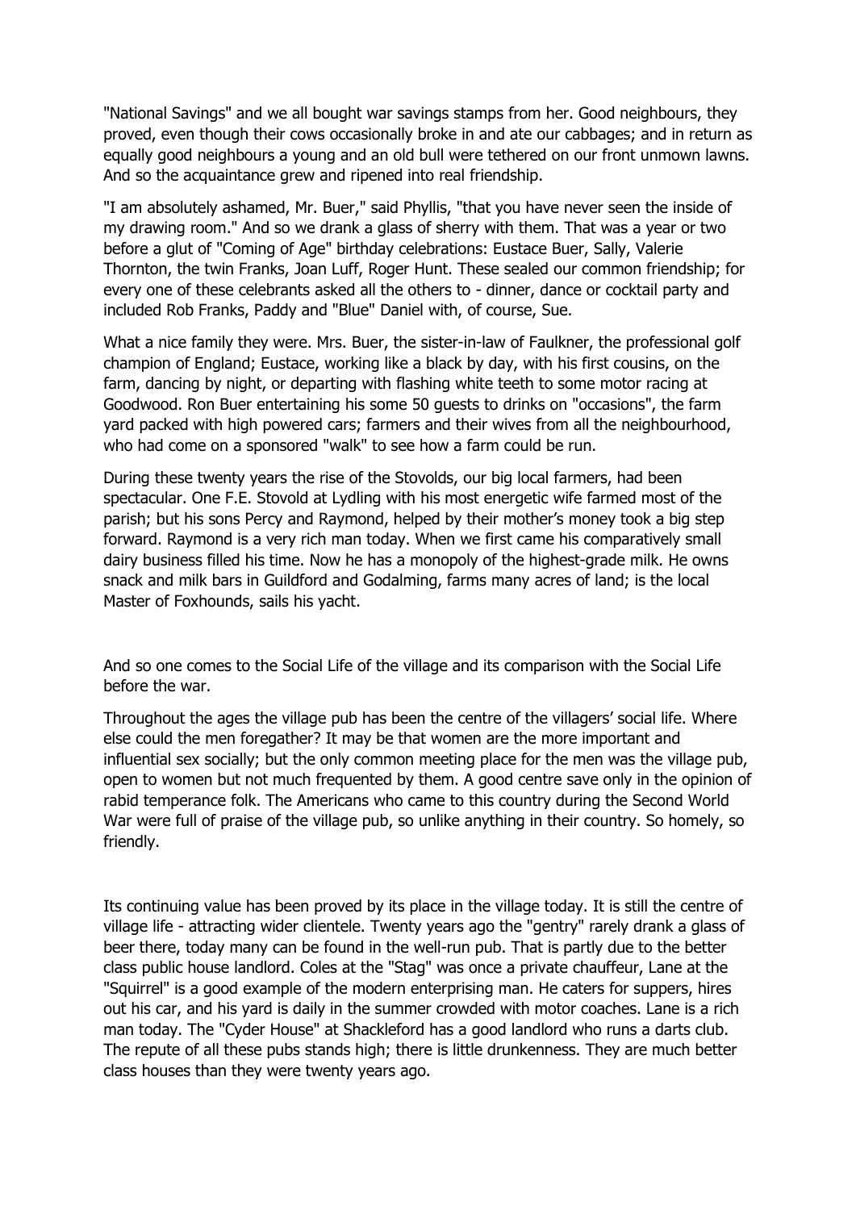"National Savings" and we all bought war savings stamps from her. Good neighbours, they proved, even though their cows occasionally broke in and ate our cabbages; and in return as equally good neighbours a young and an old bull were tethered on our front unmown lawns. And so the acquaintance grew and ripened into real friendship.

"I am absolutely ashamed, Mr. Buer," said Phyllis, "that you have never seen the inside of my drawing room." And so we drank a glass of sherry with them. That was a year or two before a glut of "Coming of Age" birthday celebrations: Eustace Buer, Sally, Valerie Thornton, the twin Franks, Joan Luff, Roger Hunt. These sealed our common friendship; for every one of these celebrants asked all the others to - dinner, dance or cocktail party and included Rob Franks, Paddy and "Blue" Daniel with, of course, Sue.

What a nice family they were. Mrs. Buer, the sister-in-law of Faulkner, the professional golf champion of England; Eustace, working like a black by day, with his first cousins, on the farm, dancing by night, or departing with flashing white teeth to some motor racing at Goodwood. Ron Buer entertaining his some 50 guests to drinks on "occasions", the farm yard packed with high powered cars; farmers and their wives from all the neighbourhood, who had come on a sponsored "walk" to see how a farm could be run.

During these twenty years the rise of the Stovolds, our big local farmers, had been spectacular. One F.E. Stovold at Lydling with his most energetic wife farmed most of the parish; but his sons Percy and Raymond, helped by their mother's money took a big step forward. Raymond is a very rich man today. When we first came his comparatively small dairy business filled his time. Now he has a monopoly of the highest-grade milk. He owns snack and milk bars in Guildford and Godalming, farms many acres of land; is the local Master of Foxhounds, sails his yacht.

And so one comes to the Social Life of the village and its comparison with the Social Life before the war.

Throughout the ages the village pub has been the centre of the villagers' social life. Where else could the men foregather? It may be that women are the more important and influential sex socially; but the only common meeting place for the men was the village pub, open to women but not much frequented by them. A good centre save only in the opinion of rabid temperance folk. The Americans who came to this country during the Second World War were full of praise of the village pub, so unlike anything in their country. So homely, so friendly.

Its continuing value has been proved by its place in the village today. It is still the centre of village life - attracting wider clientele. Twenty years ago the "gentry" rarely drank a glass of beer there, today many can be found in the well-run pub. That is partly due to the better class public house landlord. Coles at the "Stag" was once a private chauffeur, Lane at the "Squirrel" is a good example of the modern enterprising man. He caters for suppers, hires out his car, and his yard is daily in the summer crowded with motor coaches. Lane is a rich man today. The "Cyder House" at Shackleford has a good landlord who runs a darts club. The repute of all these pubs stands high; there is little drunkenness. They are much better class houses than they were twenty years ago.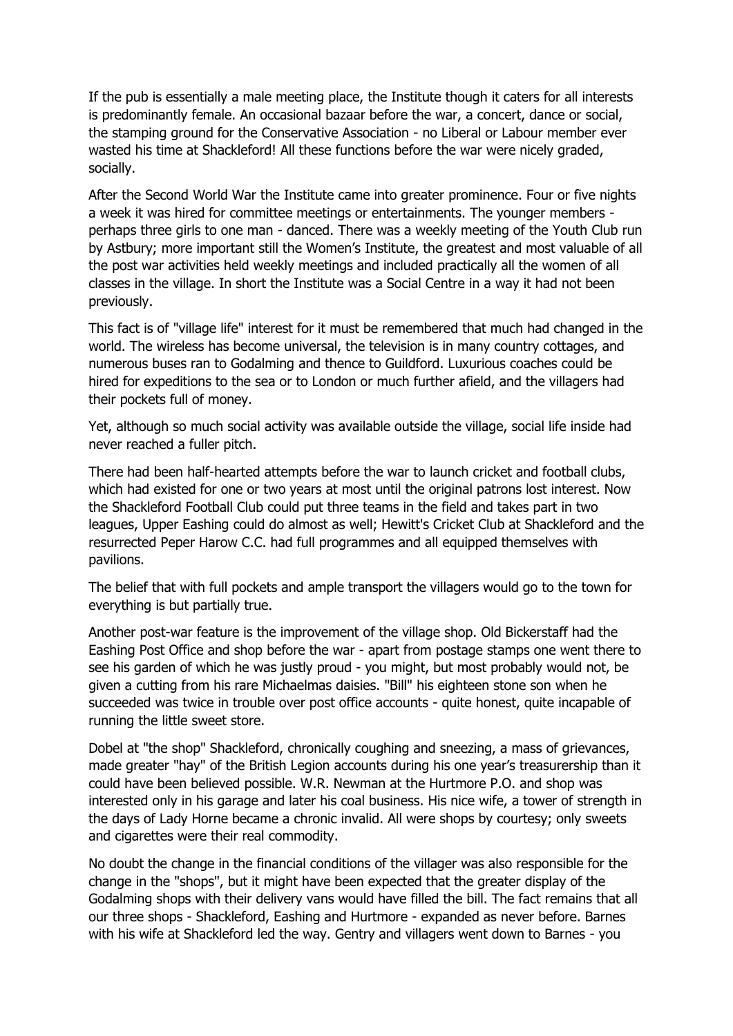If the pub is essentially a male meeting place, the Institute though it caters for all interests is predominantly female. An occasional bazaar before the war, a concert, dance or social, the stamping ground for the Conservative Association - no Liberal or Labour member ever wasted his time at Shackleford! All these functions before the war were nicely graded, socially.

After the Second World War the Institute came into greater prominence. Four or five nights a week it was hired for committee meetings or entertainments. The younger members - perhaps three girls to one man - danced. There was a weekly meeting of the Youth Club run by Astbury; more important still the Women's Institute, the greatest and most valuable of all the post war activities held weekly meetings and included practically all the women of all classes in the village. In short the Institute was a Social Centre in a way it had not been previously.

This fact is of "village life" interest for it must be remembered that much had changed in the world. The wireless has become universal, the television is in many country cottages, and numerous buses ran to Godalming and thence to Guildford. Luxurious coaches could be hired for expeditions to the sea or to London or much further afield, and the villagers had their pockets full of money.

Yet, although so much social activity was available outside the village, social life inside had never reached a fuller pitch.

There had been half-hearted attempts before the war to launch cricket and football clubs, which had existed for one or two years at most until the original patrons lost interest. Now the Shackleford Football Club could put three teams in the field and takes part in two leagues, Upper Eashing could do almost as well; Hewitt's Cricket Club at Shackleford and the resurrected Peper Harow C.C. had full programmes and all equipped themselves with pavilions.

The belief that with full pockets and ample transport the villagers would go to the town for everything is but partially true.

Another post-war feature is the improvement of the village shop. Old Bickerstaff had the Eashing Post Office and shop before the war - apart from postage stamps one went there to see his garden of which he was justly proud - you might, but most probably would not, be given a cutting from his rare Michaelmas daisies. "Bill" his eighteen stone son when he succeeded was twice in trouble over post office accounts - quite honest, quite incapable of running the little sweet store.

Dobel at "the shop" Shackleford, chronically coughing and sneezing, a mass of grievances, made greater "hay" of the British Legion accounts during his one year's treasurership than it could have been believed possible. W.R. Newman at the Hurtmore P.O. and shop was interested only in his garage and later his coal business. His nice wife, a tower of strength in the days of Lady Horne became a chronic invalid. All were shops by courtesy; only sweets and cigarettes were their real commodity.

No doubt the change in the financial conditions of the villager was also responsible for the change in the "shops", but it might have been expected that the greater display of the Godalming shops with their delivery vans would have filled the bill. The fact remains that all our three shops - Shackleford, Eashing and Hurtmore - expanded as never before. Barnes with his wife at Shackleford led the way. Gentry and villagers went down to Barnes - you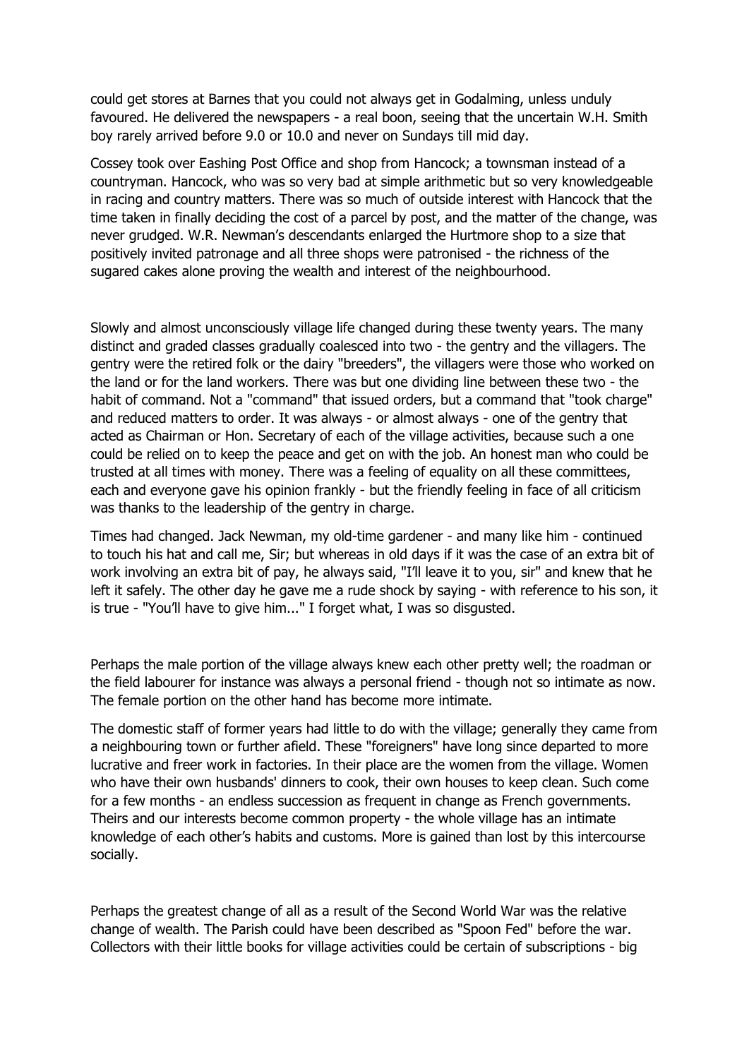could get stores at Barnes that you could not always get in Godalming, unless unduly favoured. He delivered the newspapers - a real boon, seeing that the uncertain W.H. Smith boy rarely arrived before 9.0 or 10.0 and never on Sundays till mid day.

Cossey took over Eashing Post Office and shop from Hancock; a townsman instead of a countryman. Hancock, who was so very bad at simple arithmetic but so very knowledgeable in racing and country matters. There was so much of outside interest with Hancock that the time taken in finally deciding the cost of a parcel by post, and the matter of the change, was never grudged. W.R. Newman's descendants enlarged the Hurtmore shop to a size that positively invited patronage and all three shops were patronised - the richness of the sugared cakes alone proving the wealth and interest of the neighbourhood.

Slowly and almost unconsciously village life changed during these twenty years. The many distinct and graded classes gradually coalesced into two - the gentry and the villagers. The gentry were the retired folk or the dairy "breeders", the villagers were those who worked on the land or for the land workers. There was but one dividing line between these two - the habit of command. Not a "command" that issued orders, but a command that "took charge" and reduced matters to order. It was always - or almost always - one of the gentry that acted as Chairman or Hon. Secretary of each of the village activities, because such a one could be relied on to keep the peace and get on with the job. An honest man who could be trusted at all times with money. There was a feeling of equality on all these committees, each and everyone gave his opinion frankly - but the friendly feeling in face of all criticism was thanks to the leadership of the gentry in charge.

Times had changed. Jack Newman, my old-time gardener - and many like him - continued to touch his hat and call me, Sir; but whereas in old days if it was the case of an extra bit of work involving an extra bit of pay, he always said, "I'll leave it to you, sir" and knew that he left it safely. The other day he gave me a rude shock by saying - with reference to his son, it is true - "You'll have to give him..." I forget what, I was so disgusted.

Perhaps the male portion of the village always knew each other pretty well; the roadman or the field labourer for instance was always a personal friend - though not so intimate as now. The female portion on the other hand has become more intimate.

The domestic staff of former years had little to do with the village; generally they came from a neighbouring town or further afield. These "foreigners" have long since departed to more lucrative and freer work in factories. In their place are the women from the village. Women who have their own husbands' dinners to cook, their own houses to keep clean. Such come for a few months - an endless succession as frequent in change as French governments. Theirs and our interests become common property - the whole village has an intimate knowledge of each other's habits and customs. More is gained than lost by this intercourse socially.

Perhaps the greatest change of all as a result of the Second World War was the relative change of wealth. The Parish could have been described as "Spoon Fed" before the war. Collectors with their little books for village activities could be certain of subscriptions - big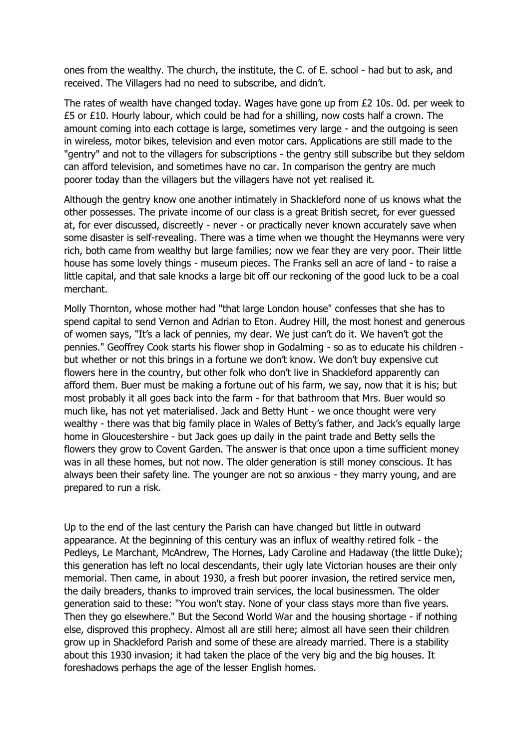ones from the wealthy. The church, the institute, the C. of E. school - had but to ask, and received. The Villagers had no need to subscribe, and didn't.

The rates of wealth have changed today. Wages have gone up from £2 10s. 0d. per week to £5 or £10. Hourly labour, which could be had for a shilling, now costs half a crown. The amount coming into each cottage is large, sometimes very large - and the outgoing is seen in wireless, motor bikes, television and even motor cars. Applications are still made to the "gentry" and not to the villagers for subscriptions - the gentry still subscribe but they seldom can afford television, and sometimes have no car. In comparison the gentry are much poorer today than the villagers but the villagers have not yet realised it.

Although the gentry know one another intimately in Shackleford none of us knows what the other possesses. The private income of our class is a great British secret, for ever guessed at, for ever discussed, discreetly - never - or practically never known accurately save when some disaster is self-revealing. There was a time when we thought the Heymanns were very rich, both came from wealthy but large families; now we fear they are very poor. Their little house has some lovely things - museum pieces. The Franks sell an acre of land - to raise a little capital, and that sale knocks a large bit off our reckoning of the good luck to be a coal merchant.

Molly Thornton, whose mother had "that large London house" confesses that she has to spend capital to send Vernon and Adrian to Eton. Audrey Hill, the most honest and generous of women says, "It's a lack of pennies, my dear. We just can't do it. We haven't got the pennies." Geoffrey Cook starts his flower shop in Godalming - so as to educate his children - but whether or not this brings in a fortune we don't know. We don't buy expensive cut flowers here in the country, but other folk who don't live in Shackleford apparently can afford them. Buer must be making a fortune out of his farm, we say, now that it is his; but most probably it all goes back into the farm - for that bathroom that Mrs. Buer would so much like, has not yet materialised. Jack and Betty Hunt - we once thought were very wealthy - there was that big family place in Wales of Betty's father, and Jack's equally large home in Gloucestershire - but Jack goes up daily in the paint trade and Betty sells the flowers they grow to Covent Garden. The answer is that once upon a time sufficient money was in all these homes, but not now. The older generation is still money conscious. It has always been their safety line. The younger are not so anxious - they marry young, and are prepared to run a risk.

Up to the end of the last century the Parish can have changed but little in outward appearance. At the beginning of this century was an influx of wealthy retired folk - the Pedleys, Le Marchant, McAndrew, The Hornes, Lady Caroline and Hadaway (the little Duke); this generation has left no local descendants, their ugly late Victorian houses are their only memorial. Then came, in about 1930, a fresh but poorer invasion, the retired service men, the daily breaders, thanks to improved train services, the local businessmen. The older generation said to these: "You won't stay. None of your class stays more than five years. Then they go elsewhere." But the Second World War and the housing shortage - if nothing else, disproved this prophecy. Almost all are still here; almost all have seen their children grow up in Shackleford Parish and some of these are already married. There is a stability about this 1930 invasion; it had taken the place of the very big and the big houses. It foreshadows perhaps the age of the lesser English homes.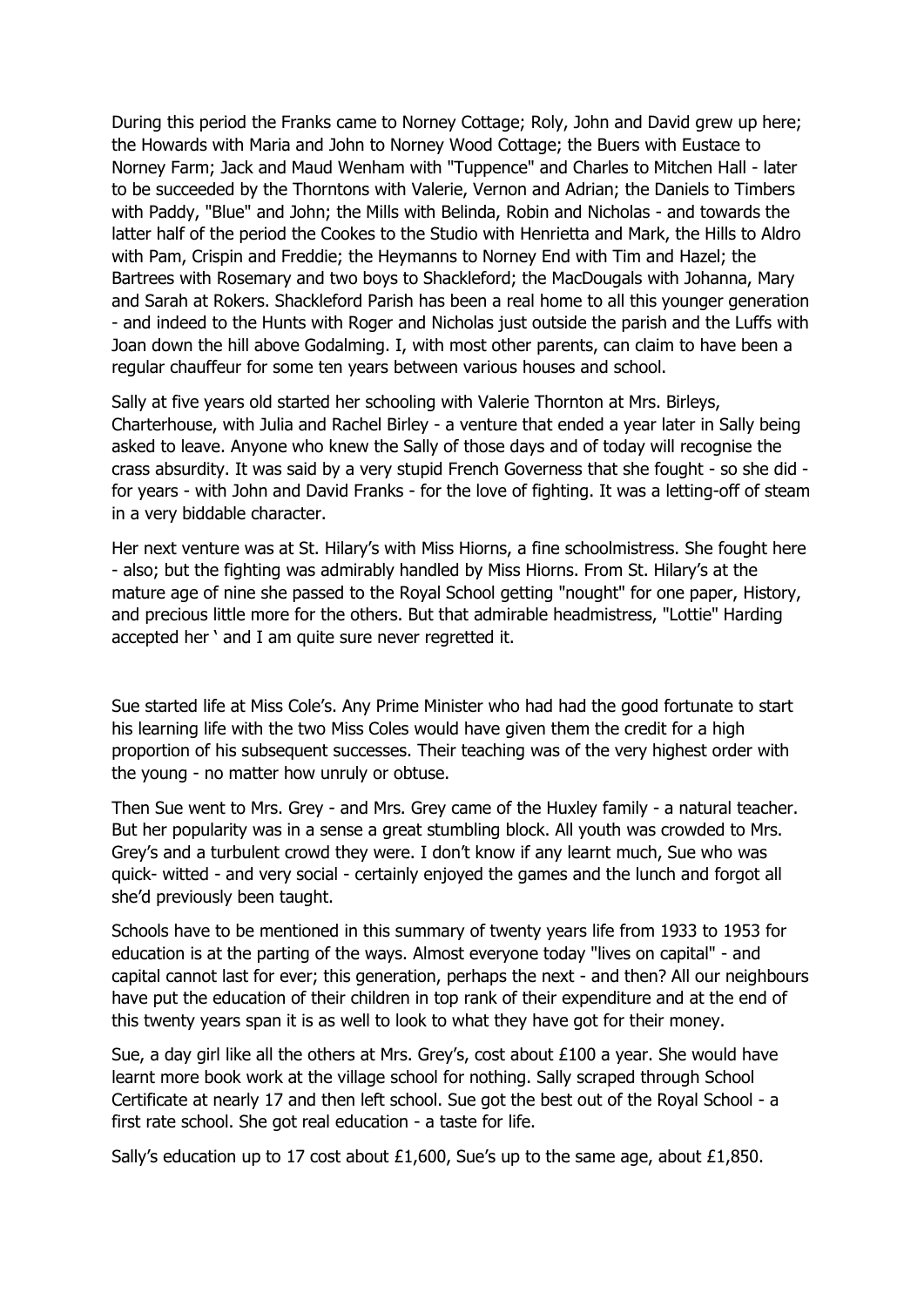During this period the Franks came to Norney Cottage; Roly, John and David grew up here; the Howards with Maria and John to Norney Wood Cottage; the Buers with Eustace to Norney Farm; Jack and Maud Wenham with "Tuppence" and Charles to Mitchen Hall - later to be succeeded by the Thorntons with Valerie, Vernon and Adrian; the Daniels to Timbers with Paddy, "Blue" and John; the Mills with Belinda, Robin and Nicholas - and towards the latter half of the period the Cookes to the Studio with Henrietta and Mark, the Hills to Aldro with Pam, Crispin and Freddie; the Heymanns to Norney End with Tim and Hazel; the Bartrees with Rosemary and two boys to Shackleford; the MacDougals with Johanna, Mary and Sarah at Rokers. Shackleford Parish has been a real home to all this younger generation - and indeed to the Hunts with Roger and Nicholas just outside the parish and the Luffs with Joan down the hill above Godalming. I, with most other parents, can claim to have been a regular chauffeur for some ten years between various houses and school.

Sally at five years old started her schooling with Valerie Thornton at Mrs. Birleys, Charterhouse, with Julia and Rachel Birley - a venture that ended a year later in Sally being asked to leave. Anyone who knew the Sally of those days and of today will recognise the crass absurdity. It was said by a very stupid French Governess that she fought - so she did - for years - with John and David Franks - for the love of fighting. It was a letting-off of steam in a very biddable character.

Her next venture was at St. Hilary's with Miss Hiorns, a fine schoolmistress. She fought here - also; but the fighting was admirably handled by Miss Hiorns. From St. Hilary's at the mature age of nine she passed to the Royal School getting "nought" for one paper, History, and precious little more for the others. But that admirable headmistress, "Lottie" Harding accepted her ‛ and I am quite sure never regretted it.

Sue started life at Miss Cole's. Any Prime Minister who had had the good fortunate to start his learning life with the two Miss Coles would have given them the credit for a high proportion of his subsequent successes. Their teaching was of the very highest order with the young - no matter how unruly or obtuse.

Then Sue went to Mrs. Grey - and Mrs. Grey came of the Huxley family - a natural teacher. But her popularity was in a sense a great stumbling block. All youth was crowded to Mrs. Grey's and a turbulent crowd they were. I don't know if any learnt much, Sue who was quick- witted - and very social - certainly enjoyed the games and the lunch and forgot all she'd previously been taught.

Schools have to be mentioned in this summary of twenty years life from 1933 to 1953 for education is at the parting of the ways. Almost everyone today "lives on capital" - and capital cannot last for ever; this generation, perhaps the next - and then? All our neighbours have put the education of their children in top rank of their expenditure and at the end of this twenty years span it is as well to look to what they have got for their money.

Sue, a day girl like all the others at Mrs. Grey's, cost about £100 a year. She would have learnt more book work at the village school for nothing. Sally scraped through School Certificate at nearly 17 and then left school. Sue got the best out of the Royal School - a first rate school. She got real education - a taste for life.

Sally's education up to 17 cost about £1,600, Sue's up to the same age, about £1,850.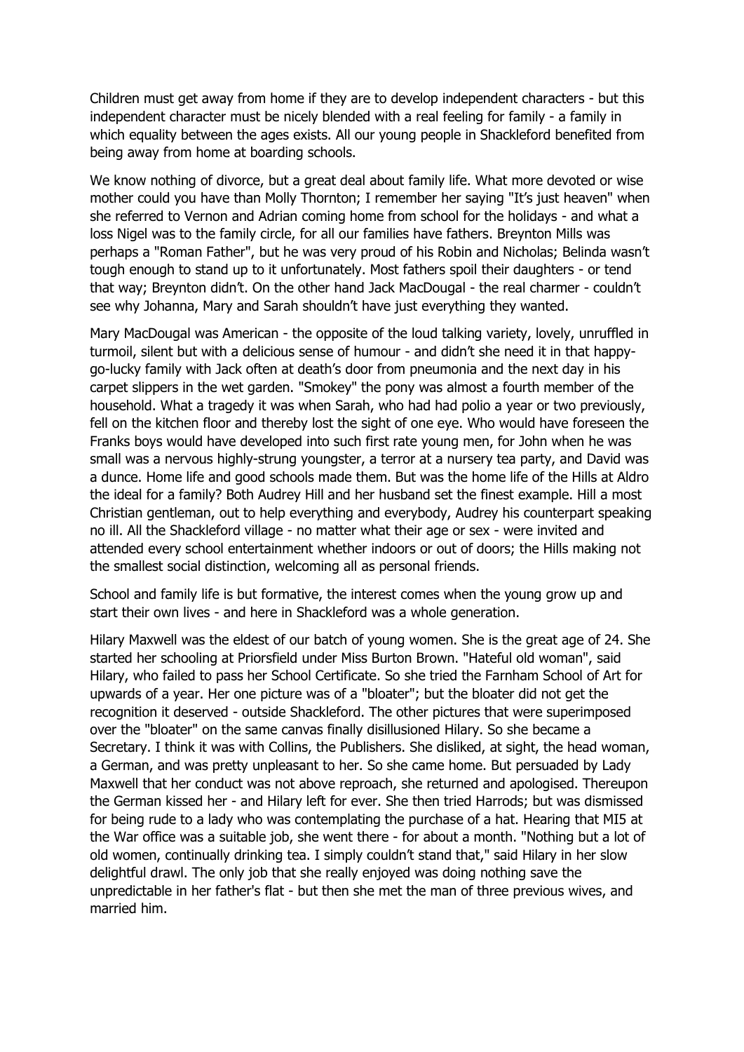Children must get away from home if they are to develop independent characters - but this independent character must be nicely blended with a real feeling for family - a family in which equality between the ages exists. All our young people in Shackleford benefited from being away from home at boarding schools.

We know nothing of divorce, but a great deal about family life. What more devoted or wise mother could you have than Molly Thornton; I remember her saying "It's just heaven" when she referred to Vernon and Adrian coming home from school for the holidays - and what a loss Nigel was to the family circle, for all our families have fathers. Breynton Mills was perhaps a "Roman Father", but he was very proud of his Robin and Nicholas; Belinda wasn't tough enough to stand up to it unfortunately. Most fathers spoil their daughters - or tend that way; Breynton didn't. On the other hand Jack MacDougal - the real charmer - couldn't see why Johanna, Mary and Sarah shouldn't have just everything they wanted.

Mary MacDougal was American - the opposite of the loud talking variety, lovely, unruffled in turmoil, silent but with a delicious sense of humour - and didn't she need it in that happy-go-lucky family with Jack often at death's door from pneumonia and the next day in his carpet slippers in the wet garden. "Smokey" the pony was almost a fourth member of the household. What a tragedy it was when Sarah, who had had polio a year or two previously, fell on the kitchen floor and thereby lost the sight of one eye. Who would have foreseen the Franks boys would have developed into such first rate young men, for John when he was small was a nervous highly-strung youngster, a terror at a nursery tea party, and David was a dunce. Home life and good schools made them. But was the home life of the Hills at Aldro the ideal for a family? Both Audrey Hill and her husband set the finest example. Hill a most Christian gentleman, out to help everything and everybody, Audrey his counterpart speaking no ill. All the Shackleford village - no matter what their age or sex - were invited and attended every school entertainment whether indoors or out of doors; the Hills making not the smallest social distinction, welcoming all as personal friends.

School and family life is but formative, the interest comes when the young grow up and start their own lives - and here in Shackleford was a whole generation.

Hilary Maxwell was the eldest of our batch of young women. She is the great age of 24. She started her schooling at Priorsfield under Miss Burton Brown. "Hateful old woman", said Hilary, who failed to pass her School Certificate. So she tried the Farnham School of Art for upwards of a year. Her one picture was of a "bloater"; but the bloater did not get the recognition it deserved - outside Shackleford. The other pictures that were superimposed over the "bloater" on the same canvas finally disillusioned Hilary. So she became a Secretary. I think it was with Collins, the Publishers. She disliked, at sight, the head woman, a German, and was pretty unpleasant to her. So she came home. But persuaded by Lady Maxwell that her conduct was not above reproach, she returned and apologised. Thereupon the German kissed her - and Hilary left for ever. She then tried Harrods; but was dismissed for being rude to a lady who was contemplating the purchase of a hat. Hearing that MI5 at the War office was a suitable job, she went there - for about a month. "Nothing but a lot of old women, continually drinking tea. I simply couldn't stand that," said Hilary in her slow delightful drawl. The only job that she really enjoyed was doing nothing save the unpredictable in her father's flat - but then she met the man of three previous wives, and married him.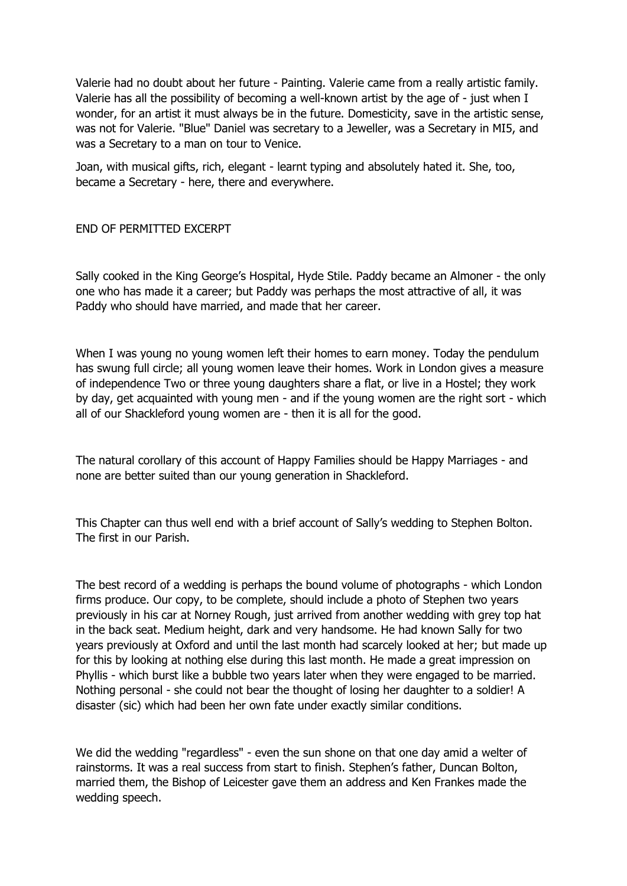Valerie had no doubt about her future - Painting. Valerie came from a really artistic family. Valerie has all the possibility of becoming a well-known artist by the age of - just when I wonder, for an artist it must always be in the future. Domesticity, save in the artistic sense, was not for Valerie. "Blue" Daniel was secretary to a Jeweller, was a Secretary in MI5, and was a Secretary to a man on tour to Venice.

Joan, with musical gifts, rich, elegant - learnt typing and absolutely hated it. She, too, became a Secretary - here, there and everywhere.

END OF PERMITTED EXCERPT

Sally cooked in the King George's Hospital, Hyde Stile. Paddy became an Almoner - the only one who has made it a career; but Paddy was perhaps the most attractive of all, it was Paddy who should have married, and made that her career.

When I was young no young women left their homes to earn money. Today the pendulum has swung full circle; all young women leave their homes. Work in London gives a measure of independence Two or three young daughters share a flat, or live in a Hostel; they work by day, get acquainted with young men - and if the young women are the right sort - which all of our Shackleford young women are - then it is all for the good.

The natural corollary of this account of Happy Families should be Happy Marriages - and none are better suited than our young generation in Shackleford.

This Chapter can thus well end with a brief account of Sally's wedding to Stephen Bolton. The first in our Parish.

The best record of a wedding is perhaps the bound volume of photographs - which London firms produce. Our copy, to be complete, should include a photo of Stephen two years previously in his car at Norney Rough, just arrived from another wedding with grey top hat in the back seat. Medium height, dark and very handsome. He had known Sally for two years previously at Oxford and until the last month had scarcely looked at her; but made up for this by looking at nothing else during this last month. He made a great impression on Phyllis - which burst like a bubble two years later when they were engaged to be married. Nothing personal - she could not bear the thought of losing her daughter to a soldier! A disaster (sic) which had been her own fate under exactly similar conditions.

We did the wedding "regardless" - even the sun shone on that one day amid a welter of rainstorms. It was a real success from start to finish. Stephen's father, Duncan Bolton, married them, the Bishop of Leicester gave them an address and Ken Frankes made the wedding speech.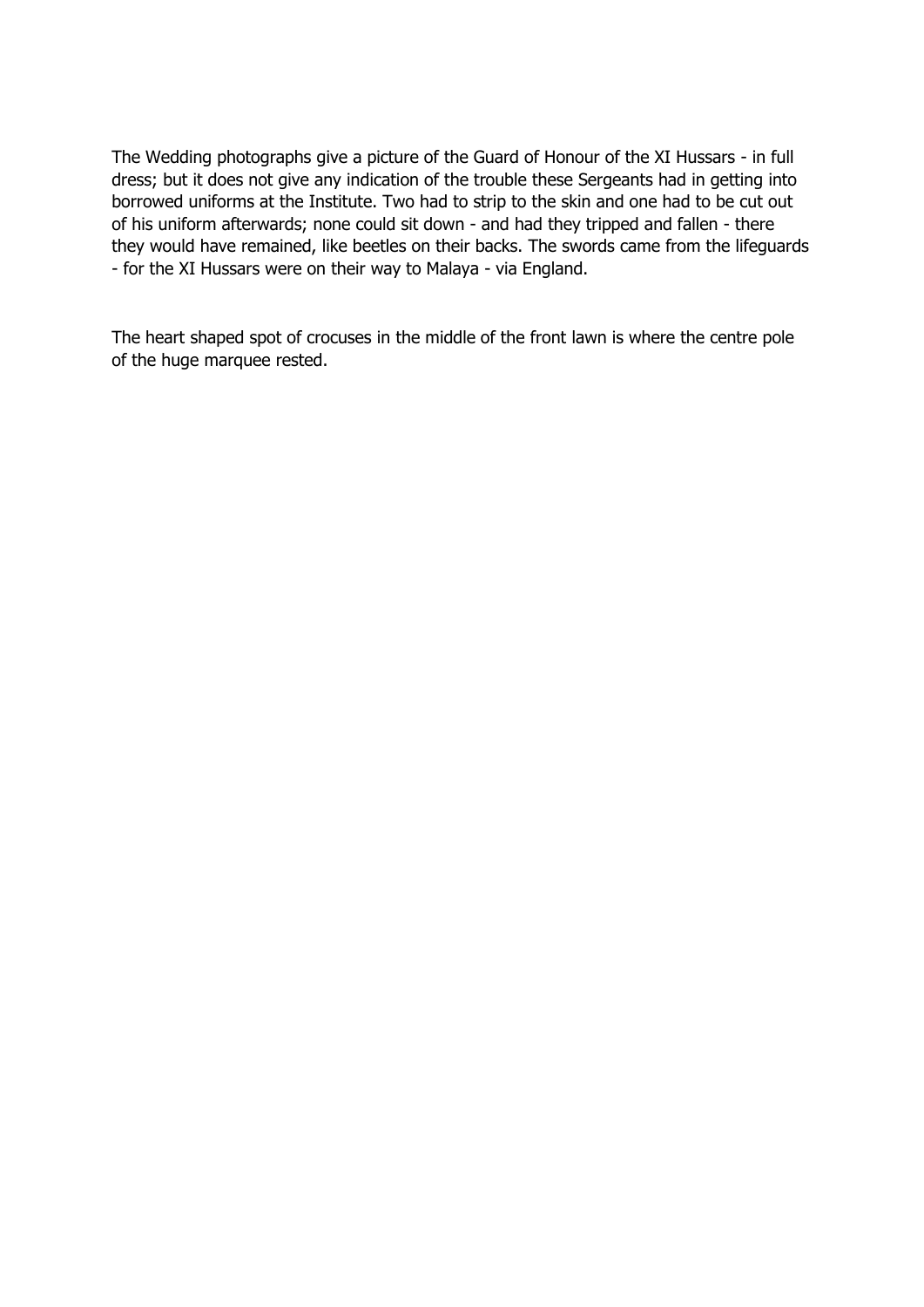The Wedding photographs give a picture of the Guard of Honour of the XI Hussars - in full dress; but it does not give any indication of the trouble these Sergeants had in getting into borrowed uniforms at the Institute. Two had to strip to the skin and one had to be cut out of his uniform afterwards; none could sit down - and had they tripped and fallen - there they would have remained, like beetles on their backs. The swords came from the lifeguards - for the XI Hussars were on their way to Malaya - via England.

The heart shaped spot of crocuses in the middle of the front lawn is where the centre pole of the huge marquee rested.